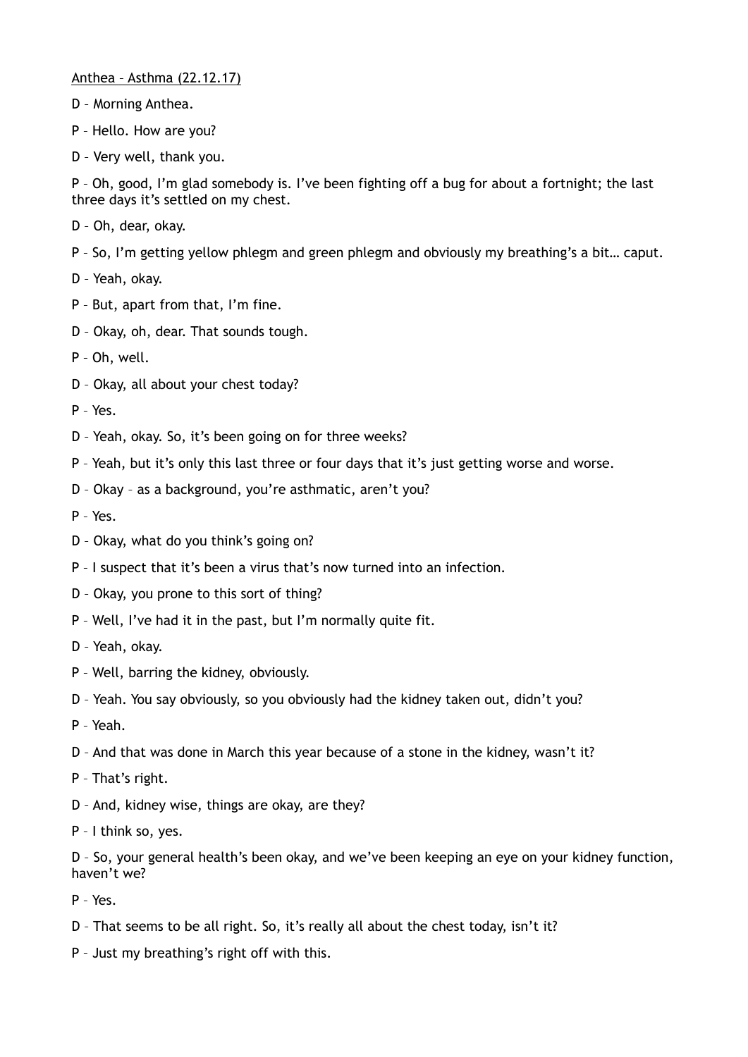Anthea – Asthma (22.12.17)

D – Morning Anthea.

P – Hello. How are you?

D – Very well, thank you.

P – Oh, good, I'm glad somebody is. I've been fighting off a bug for about a fortnight; the last three days it's settled on my chest.

D – Oh, dear, okay.

P – So, I'm getting yellow phlegm and green phlegm and obviously my breathing's a bit… caput.

D – Yeah, okay.

P – But, apart from that, I'm fine.

D – Okay, oh, dear. That sounds tough.

P – Oh, well.

D – Okay, all about your chest today?

P – Yes.

D – Yeah, okay. So, it's been going on for three weeks?

P – Yeah, but it's only this last three or four days that it's just getting worse and worse.

D – Okay – as a background, you're asthmatic, aren't you?

P – Yes.

D – Okay, what do you think's going on?

P – I suspect that it's been a virus that's now turned into an infection.

D – Okay, you prone to this sort of thing?

P – Well, I've had it in the past, but I'm normally quite fit.

D – Yeah, okay.

P – Well, barring the kidney, obviously.

D – Yeah. You say obviously, so you obviously had the kidney taken out, didn't you?

P – Yeah.

D – And that was done in March this year because of a stone in the kidney, wasn't it?

P – That's right.

D – And, kidney wise, things are okay, are they?

P – I think so, yes.

D – So, your general health's been okay, and we've been keeping an eye on your kidney function, haven't we?

P – Yes.

D – That seems to be all right. So, it's really all about the chest today, isn't it?

P – Just my breathing's right off with this.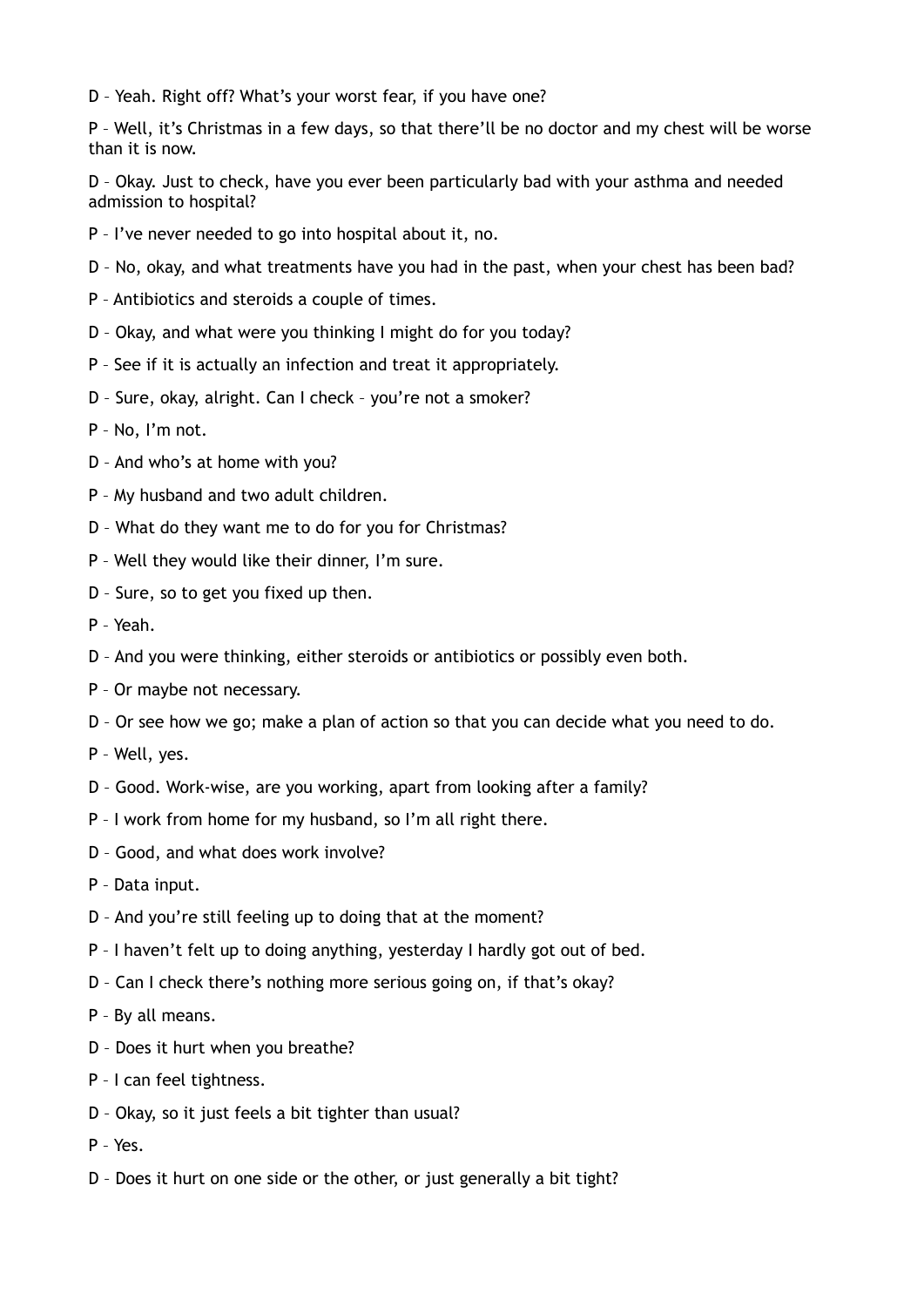D – Yeah. Right off? What's your worst fear, if you have one?

P – Well, it's Christmas in a few days, so that there'll be no doctor and my chest will be worse than it is now.

D – Okay. Just to check, have you ever been particularly bad with your asthma and needed admission to hospital?

P – I've never needed to go into hospital about it, no.

D – No, okay, and what treatments have you had in the past, when your chest has been bad?

P – Antibiotics and steroids a couple of times.

D – Okay, and what were you thinking I might do for you today?

P – See if it is actually an infection and treat it appropriately.

D – Sure, okay, alright. Can I check – you're not a smoker?

P – No, I'm not.

D – And who's at home with you?

P – My husband and two adult children.

D – What do they want me to do for you for Christmas?

P – Well they would like their dinner, I'm sure.

D – Sure, so to get you fixed up then.

P – Yeah.

D – And you were thinking, either steroids or antibiotics or possibly even both.

P – Or maybe not necessary.

D – Or see how we go; make a plan of action so that you can decide what you need to do.

P – Well, yes.

D – Good. Work-wise, are you working, apart from looking after a family?

P – I work from home for my husband, so I'm all right there.

D – Good, and what does work involve?

P – Data input.

D – And you're still feeling up to doing that at the moment?

P – I haven't felt up to doing anything, yesterday I hardly got out of bed.

D – Can I check there's nothing more serious going on, if that's okay?

P – By all means.

D – Does it hurt when you breathe?

P – I can feel tightness.

D – Okay, so it just feels a bit tighter than usual?

P – Yes.

D – Does it hurt on one side or the other, or just generally a bit tight?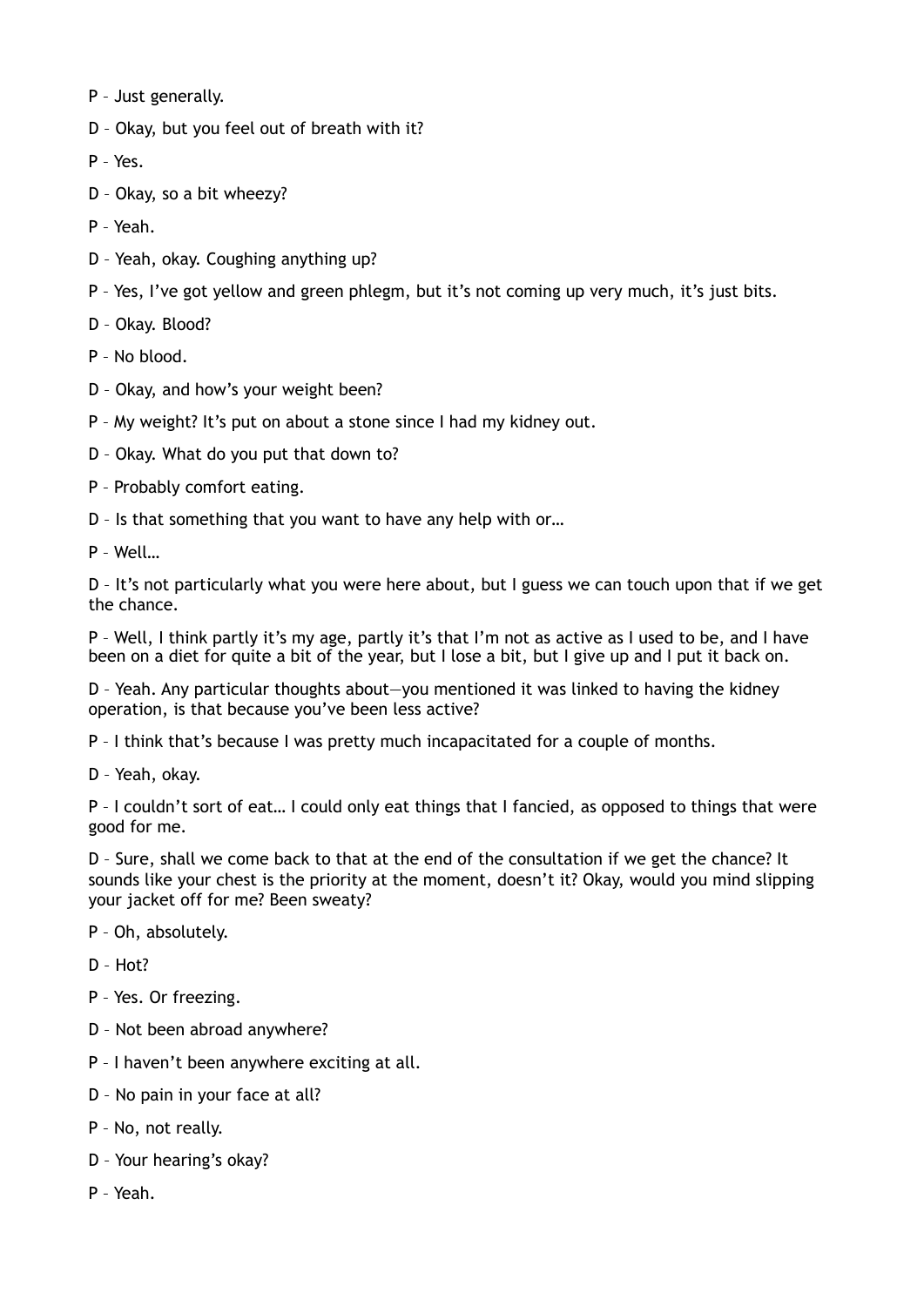P – Just generally.

D – Okay, but you feel out of breath with it?

P – Yes.

D – Okay, so a bit wheezy?

P – Yeah.

D – Yeah, okay. Coughing anything up?

P – Yes, I've got yellow and green phlegm, but it's not coming up very much, it's just bits.

D – Okay. Blood?

P – No blood.

D – Okay, and how's your weight been?

P – My weight? It's put on about a stone since I had my kidney out.

D – Okay. What do you put that down to?

P – Probably comfort eating.

D – Is that something that you want to have any help with or…

P – Well…

D – It's not particularly what you were here about, but I guess we can touch upon that if we get the chance.

P – Well, I think partly it's my age, partly it's that I'm not as active as I used to be, and I have been on a diet for quite a bit of the year, but I lose a bit, but I give up and I put it back on.

D – Yeah. Any particular thoughts about—you mentioned it was linked to having the kidney operation, is that because you've been less active?

P – I think that's because I was pretty much incapacitated for a couple of months.

D – Yeah, okay.

P – I couldn't sort of eat… I could only eat things that I fancied, as opposed to things that were good for me.

D – Sure, shall we come back to that at the end of the consultation if we get the chance? It sounds like your chest is the priority at the moment, doesn't it? Okay, would you mind slipping your jacket off for me? Been sweaty?

P – Oh, absolutely.

D – Hot?

P – Yes. Or freezing.

D – Not been abroad anywhere?

P – I haven't been anywhere exciting at all.

D – No pain in your face at all?

P – No, not really.

D – Your hearing's okay?

P – Yeah.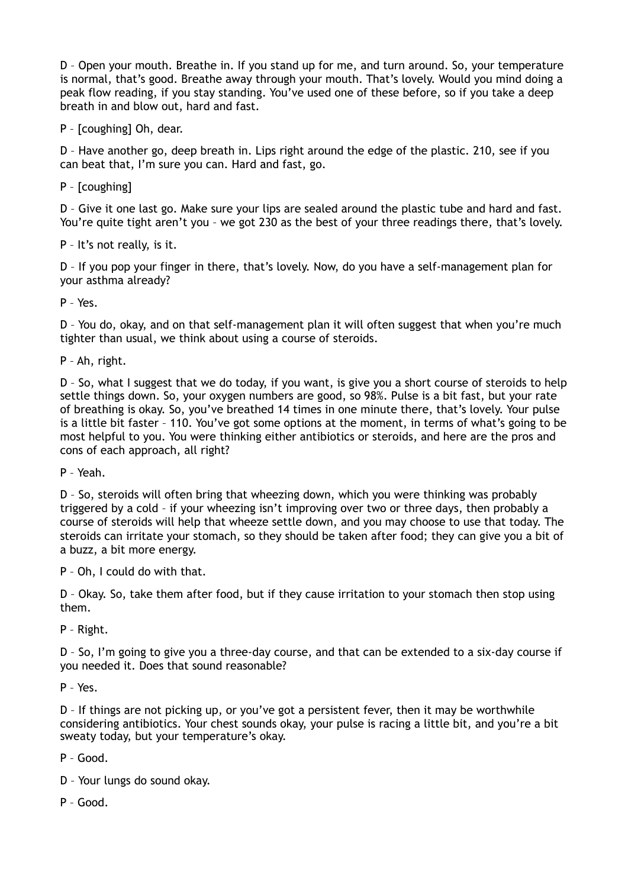D – Open your mouth. Breathe in. If you stand up for me, and turn around. So, your temperature is normal, that's good. Breathe away through your mouth. That's lovely. Would you mind doing a peak flow reading, if you stay standing. You've used one of these before, so if you take a deep breath in and blow out, hard and fast.

P – [coughing] Oh, dear.

D – Have another go, deep breath in. Lips right around the edge of the plastic. 210, see if you can beat that, I'm sure you can. Hard and fast, go.

P – [coughing]

D – Give it one last go. Make sure your lips are sealed around the plastic tube and hard and fast. You're quite tight aren't you – we got 230 as the best of your three readings there, that's lovely.

P – It's not really, is it.

D – If you pop your finger in there, that's lovely. Now, do you have a self-management plan for your asthma already?

P – Yes.

D – You do, okay, and on that self-management plan it will often suggest that when you're much tighter than usual, we think about using a course of steroids.

P – Ah, right.

D – So, what I suggest that we do today, if you want, is give you a short course of steroids to help settle things down. So, your oxygen numbers are good, so 98%. Pulse is a bit fast, but your rate of breathing is okay. So, you've breathed 14 times in one minute there, that's lovely. Your pulse is a little bit faster – 110. You've got some options at the moment, in terms of what's going to be most helpful to you. You were thinking either antibiotics or steroids, and here are the pros and cons of each approach, all right?

P – Yeah.

D – So, steroids will often bring that wheezing down, which you were thinking was probably triggered by a cold – if your wheezing isn't improving over two or three days, then probably a course of steroids will help that wheeze settle down, and you may choose to use that today. The steroids can irritate your stomach, so they should be taken after food; they can give you a bit of a buzz, a bit more energy.

P – Oh, I could do with that.

D – Okay. So, take them after food, but if they cause irritation to your stomach then stop using them.

P – Right.

D – So, I'm going to give you a three-day course, and that can be extended to a six-day course if you needed it. Does that sound reasonable?

P – Yes.

D – If things are not picking up, or you've got a persistent fever, then it may be worthwhile considering antibiotics. Your chest sounds okay, your pulse is racing a little bit, and you're a bit sweaty today, but your temperature's okay.

P – Good.

D – Your lungs do sound okay.

P – Good.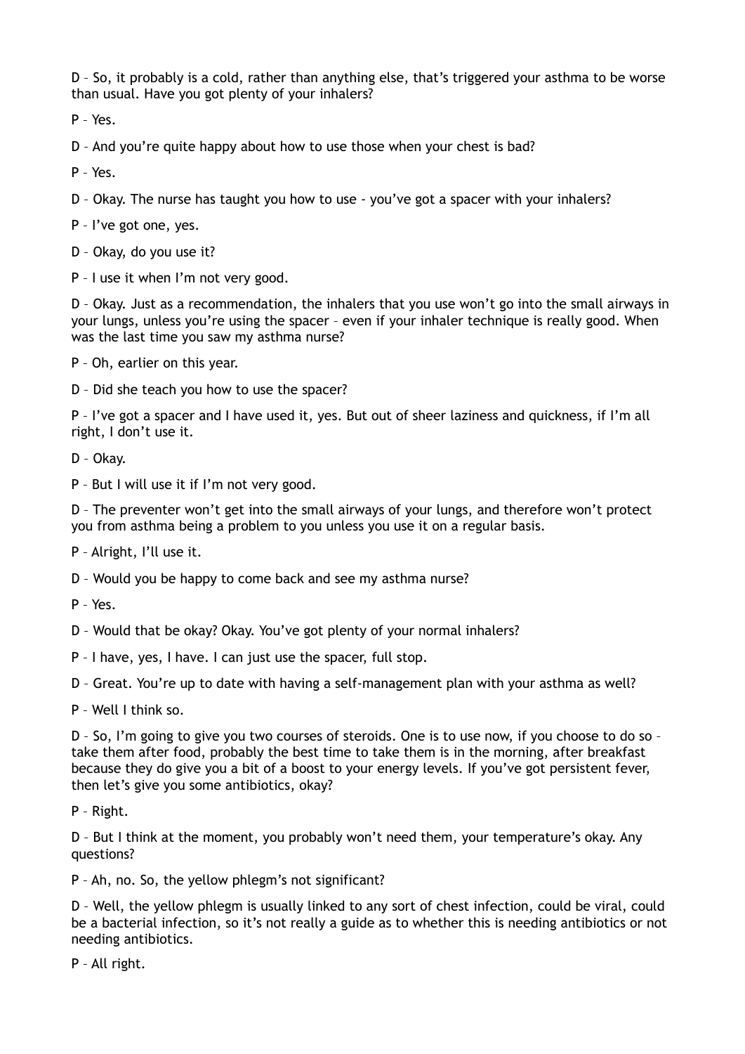D – So, it probably is a cold, rather than anything else, that's triggered your asthma to be worse than usual. Have you got plenty of your inhalers?

P – Yes.

D – And you're quite happy about how to use those when your chest is bad?

P – Yes.

D – Okay. The nurse has taught you how to use - you've got a spacer with your inhalers?

P – I've got one, yes.

D – Okay, do you use it?

P – I use it when I'm not very good.

D – Okay. Just as a recommendation, the inhalers that you use won't go into the small airways in your lungs, unless you're using the spacer – even if your inhaler technique is really good. When was the last time you saw my asthma nurse?

P – Oh, earlier on this year.

D – Did she teach you how to use the spacer?

P – I've got a spacer and I have used it, yes. But out of sheer laziness and quickness, if I'm all right, I don't use it.

D – Okay.

P – But I will use it if I'm not very good.

D – The preventer won't get into the small airways of your lungs, and therefore won't protect you from asthma being a problem to you unless you use it on a regular basis.

P – Alright, I'll use it.

D – Would you be happy to come back and see my asthma nurse?

P – Yes.

D – Would that be okay? Okay. You've got plenty of your normal inhalers?

P – I have, yes, I have. I can just use the spacer, full stop.

D – Great. You're up to date with having a self-management plan with your asthma as well?

P – Well I think so.

D – So, I'm going to give you two courses of steroids. One is to use now, if you choose to do so – take them after food, probably the best time to take them is in the morning, after breakfast because they do give you a bit of a boost to your energy levels. If you've got persistent fever, then let's give you some antibiotics, okay?

P – Right.

D – But I think at the moment, you probably won't need them, your temperature's okay. Any questions?

P – Ah, no. So, the yellow phlegm's not significant?

D – Well, the yellow phlegm is usually linked to any sort of chest infection, could be viral, could be a bacterial infection, so it's not really a guide as to whether this is needing antibiotics or not needing antibiotics.

P – All right.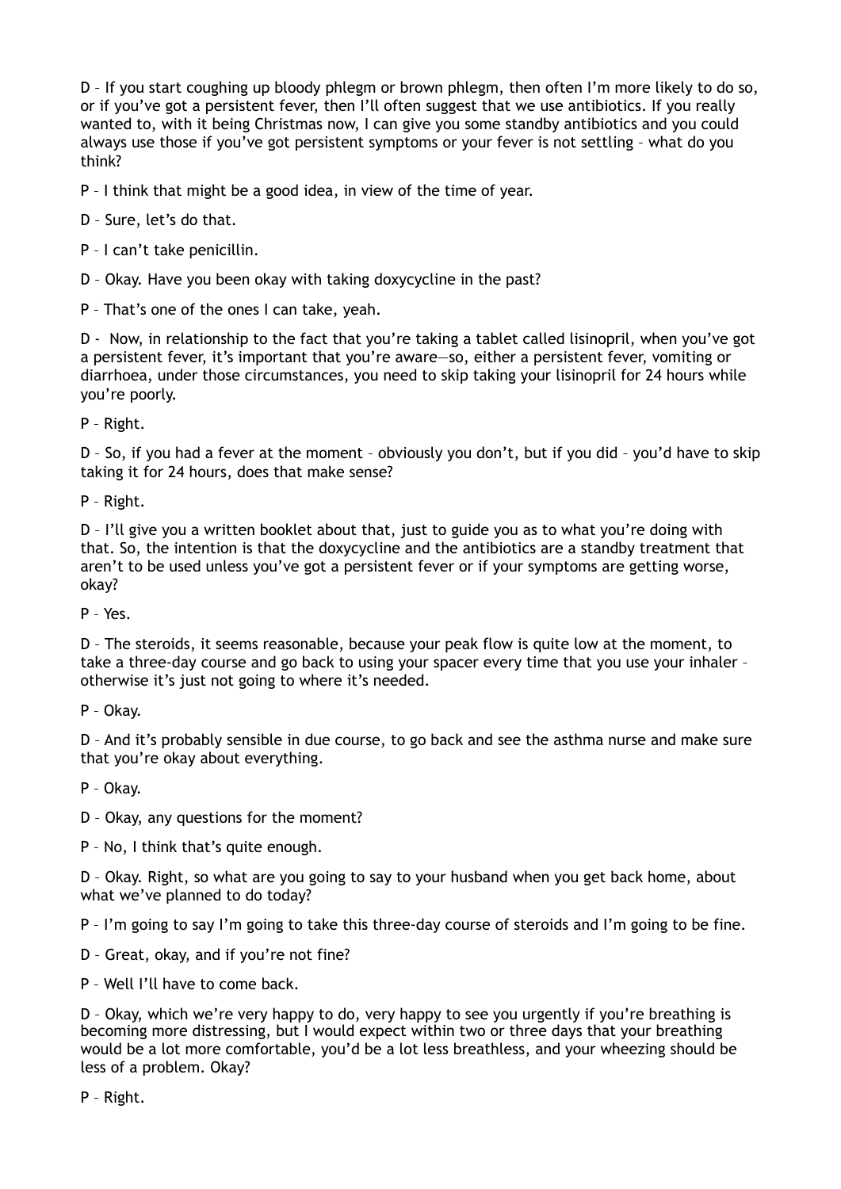D – If you start coughing up bloody phlegm or brown phlegm, then often I'm more likely to do so, or if you've got a persistent fever, then I'll often suggest that we use antibiotics. If you really wanted to, with it being Christmas now, I can give you some standby antibiotics and you could always use those if you've got persistent symptoms or your fever is not settling – what do you think?

P – I think that might be a good idea, in view of the time of year.

D – Sure, let's do that.

P – I can't take penicillin.

D – Okay. Have you been okay with taking doxycycline in the past?

P – That's one of the ones I can take, yeah.

D - Now, in relationship to the fact that you're taking a tablet called lisinopril, when you've got a persistent fever, it's important that you're aware—so, either a persistent fever, vomiting or diarrhoea, under those circumstances, you need to skip taking your lisinopril for 24 hours while you're poorly.

P – Right.

D – So, if you had a fever at the moment – obviously you don't, but if you did – you'd have to skip taking it for 24 hours, does that make sense?

P – Right.

D – I'll give you a written booklet about that, just to guide you as to what you're doing with that. So, the intention is that the doxycycline and the antibiotics are a standby treatment that aren't to be used unless you've got a persistent fever or if your symptoms are getting worse, okay?

P – Yes.

D – The steroids, it seems reasonable, because your peak flow is quite low at the moment, to take a three-day course and go back to using your spacer every time that you use your inhaler – otherwise it's just not going to where it's needed.

P – Okay.

D – And it's probably sensible in due course, to go back and see the asthma nurse and make sure that you're okay about everything.

P – Okay.

D – Okay, any questions for the moment?

P – No, I think that's quite enough.

D – Okay. Right, so what are you going to say to your husband when you get back home, about what we've planned to do today?

P – I'm going to say I'm going to take this three-day course of steroids and I'm going to be fine.

D – Great, okay, and if you're not fine?

P – Well I'll have to come back.

D – Okay, which we're very happy to do, very happy to see you urgently if you're breathing is becoming more distressing, but I would expect within two or three days that your breathing would be a lot more comfortable, you'd be a lot less breathless, and your wheezing should be less of a problem. Okay?

P – Right.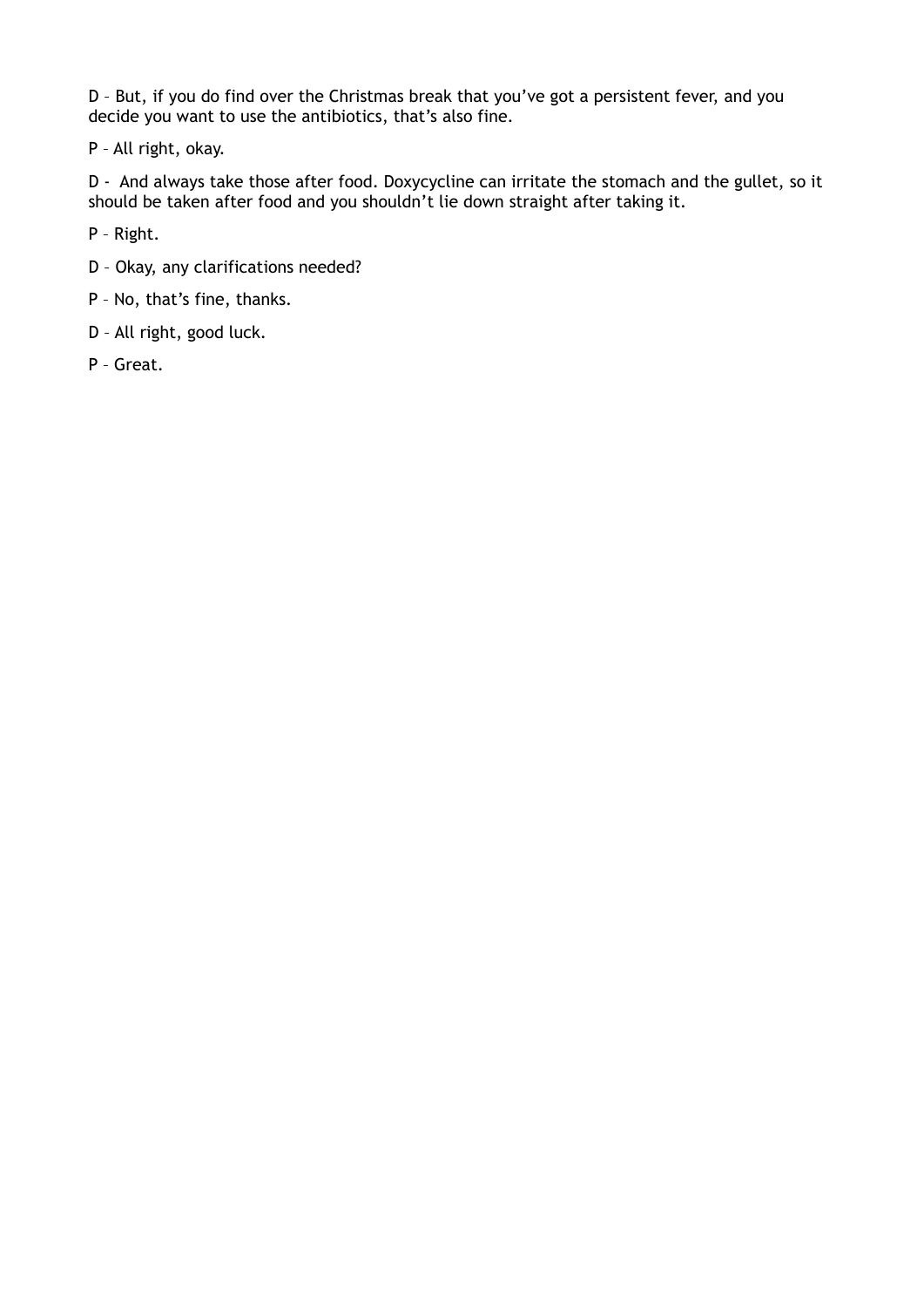D – But, if you do find over the Christmas break that you've got a persistent fever, and you decide you want to use the antibiotics, that's also fine.

P – All right, okay.

D - And always take those after food. Doxycycline can irritate the stomach and the gullet, so it should be taken after food and you shouldn't lie down straight after taking it.

P – Right.

D – Okay, any clarifications needed?

P – No, that's fine, thanks.

D – All right, good luck.

P – Great.